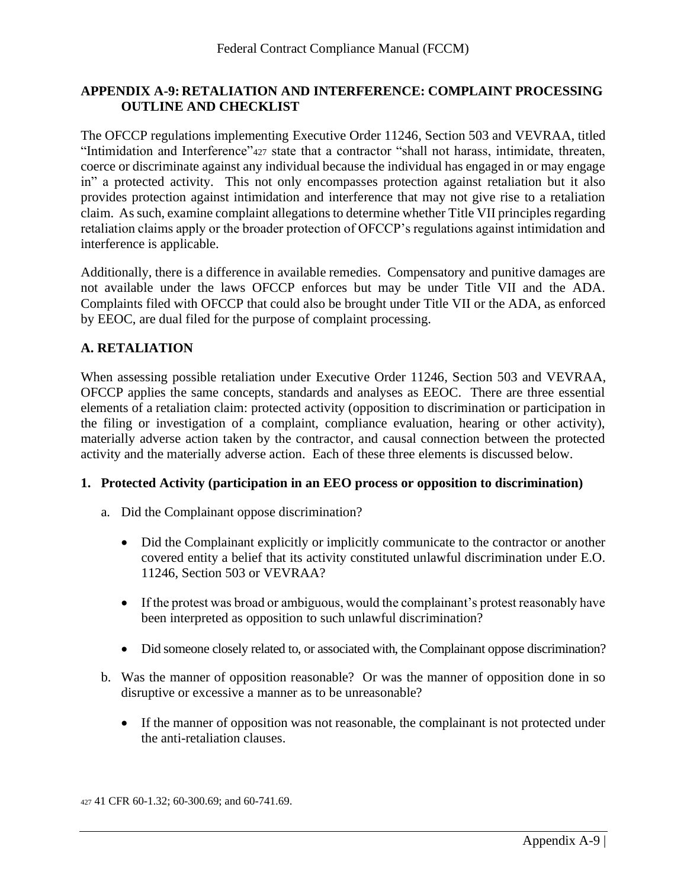## APPENDIX A-9: RETALIATION AND INTERFERENCE: COMPLAINT PROCESSING OUTLINE AND CHECKLIST

The OFCCP regulations implementing Executive Order 11246, Section 503 and VEVRAA, titled "Intimidation and Interference"[427] state that a contractor "shall not harass, intimidate, threaten, coerce or discriminate against any individual because the individual has engaged in or may engage in" a protected activity. This not only encompasses protection against retaliation but it also provides protection against intimidation and interference that may not give rise to a retaliation claim. As such, examine complaint allegations to determine whether Title VII principles regarding retaliation claims apply or the broader protection of OFCCP's regulations against intimidation and interference is applicable.

Additionally, there is a difference in available remedies. Compensatory and punitive damages are not available under the laws OFCCP enforces but may be under Title VII and the ADA. Complaints filed with OFCCP that could also be brought under Title VII or the ADA, as enforced by EEOC, are dual filed for the purpose of complaint processing.

### A. RETALIATION

When assessing possible retaliation under Executive Order 11246, Section 503 and VEVRAA, OFCCP applies the same concepts, standards and analyses as EEOC. There are three essential elements of a retaliation claim: protected activity (opposition to discrimination or participation in the filing or investigation of a complaint, compliance evaluation, hearing or other activity), materially adverse action taken by the contractor, and causal connection between the protected activity and the materially adverse action. Each of these three elements is discussed below.

#### 1. Protected Activity (participation in an EEO process or opposition to discrimination)

a. Did the Complainant oppose discrimination?

- Did the Complainant explicitly or implicitly communicate to the contractor or another covered entity a belief that its activity constituted unlawful discrimination under E.O. 11246, Section 503 or VEVRAA?

- If the protest was broad or ambiguous, would the complainant's protest reasonably have been interpreted as opposition to such unlawful discrimination?

- Did someone closely related to, or associated with, the Complainant oppose discrimination?

b. Was the manner of opposition reasonable? Or was the manner of opposition done in so disruptive or excessive a manner as to be unreasonable?

- If the manner of opposition was not reasonable, the complainant is not protected under the anti-retaliation clauses.

[427] 41 CFR 60-1.32; 60-300.69; and 60-741.69.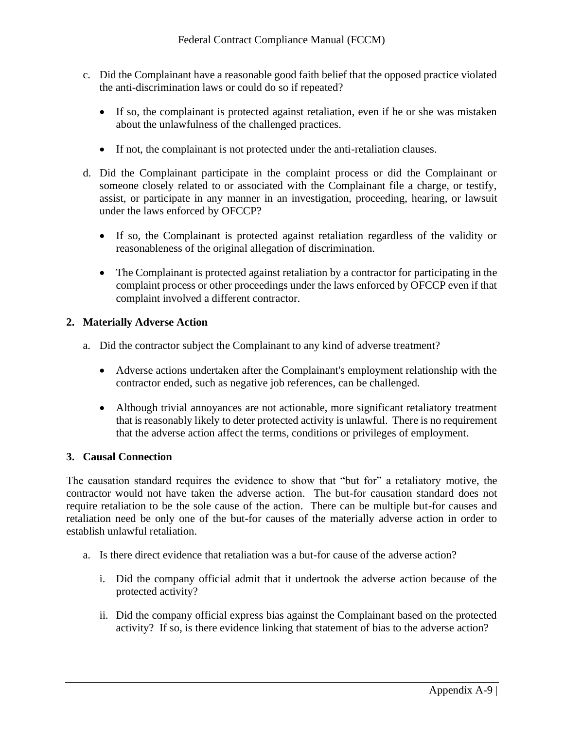c. Did the Complainant have a reasonable good faith belief that the opposed practice violated the anti-discrimination laws or could do so if repeated?

   - If so, the complainant is protected against retaliation, even if he or she was mistaken about the unlawfulness of the challenged practices.

   - If not, the complainant is not protected under the anti-retaliation clauses.

d. Did the Complainant participate in the complaint process or did the Complainant or someone closely related to or associated with the Complainant file a charge, or testify, assist, or participate in any manner in an investigation, proceeding, hearing, or lawsuit under the laws enforced by OFCCP?

   - If so, the Complainant is protected against retaliation regardless of the validity or reasonableness of the original allegation of discrimination.

   - The Complainant is protected against retaliation by a contractor for participating in the complaint process or other proceedings under the laws enforced by OFCCP even if that complaint involved a different contractor.

**2. Materially Adverse Action**

a. Did the contractor subject the Complainant to any kind of adverse treatment?

   - Adverse actions undertaken after the Complainant's employment relationship with the contractor ended, such as negative job references, can be challenged.

   - Although trivial annoyances are not actionable, more significant retaliatory treatment that is reasonably likely to deter protected activity is unlawful. There is no requirement that the adverse action affect the terms, conditions or privileges of employment.

**3. Causal Connection**

The causation standard requires the evidence to show that "but for" a retaliatory motive, the contractor would not have taken the adverse action. The but-for causation standard does not require retaliation to be the sole cause of the action. There can be multiple but-for causes and retaliation need be only one of the but-for causes of the materially adverse action in order to establish unlawful retaliation.

a. Is there direct evidence that retaliation was a but-for cause of the adverse action?

   i. Did the company official admit that it undertook the adverse action because of the protected activity?

   ii. Did the company official express bias against the Complainant based on the protected activity? If so, is there evidence linking that statement of bias to the adverse action?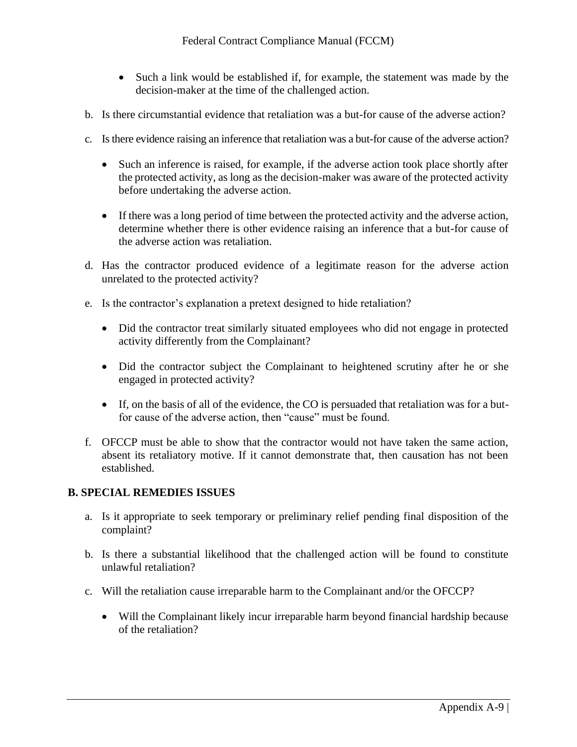- Such a link would be established if, for example, the statement was made by the decision-maker at the time of the challenged action.

b. Is there circumstantial evidence that retaliation was a but-for cause of the adverse action?

c. Is there evidence raising an inference that retaliation was a but-for cause of the adverse action?

- Such an inference is raised, for example, if the adverse action took place shortly after the protected activity, as long as the decision-maker was aware of the protected activity before undertaking the adverse action.

- If there was a long period of time between the protected activity and the adverse action, determine whether there is other evidence raising an inference that a but-for cause of the adverse action was retaliation.

d. Has the contractor produced evidence of a legitimate reason for the adverse action unrelated to the protected activity?

e. Is the contractor's explanation a pretext designed to hide retaliation?

- Did the contractor treat similarly situated employees who did not engage in protected activity differently from the Complainant?

- Did the contractor subject the Complainant to heightened scrutiny after he or she engaged in protected activity?

- If, on the basis of all of the evidence, the CO is persuaded that retaliation was for a but-for cause of the adverse action, then "cause" must be found.

f. OFCCP must be able to show that the contractor would not have taken the same action, absent its retaliatory motive. If it cannot demonstrate that, then causation has not been established.

## B. SPECIAL REMEDIES ISSUES

a. Is it appropriate to seek temporary or preliminary relief pending final disposition of the complaint?

b. Is there a substantial likelihood that the challenged action will be found to constitute unlawful retaliation?

c. Will the retaliation cause irreparable harm to the Complainant and/or the OFCCP?

- Will the Complainant likely incur irreparable harm beyond financial hardship because of the retaliation?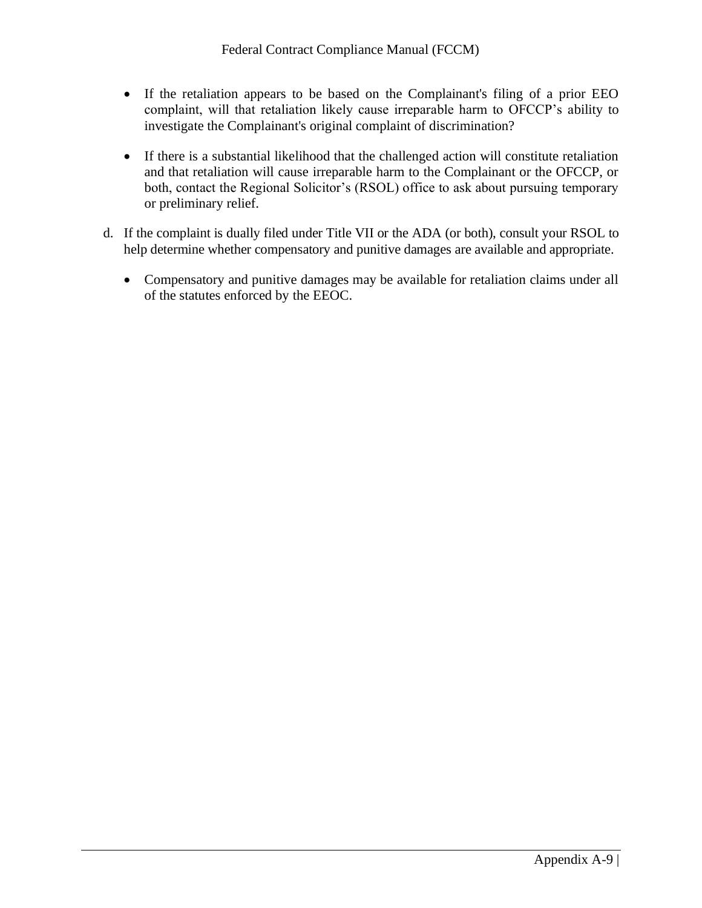- If the retaliation appears to be based on the Complainant's filing of a prior EEO complaint, will that retaliation likely cause irreparable harm to OFCCP's ability to investigate the Complainant's original complaint of discrimination?

- If there is a substantial likelihood that the challenged action will constitute retaliation and that retaliation will cause irreparable harm to the Complainant or the OFCCP, or both, contact the Regional Solicitor's (RSOL) office to ask about pursuing temporary or preliminary relief.

d. If the complaint is dually filed under Title VII or the ADA (or both), consult your RSOL to help determine whether compensatory and punitive damages are available and appropriate.

   - Compensatory and punitive damages may be available for retaliation claims under all of the statutes enforced by the EEOC.